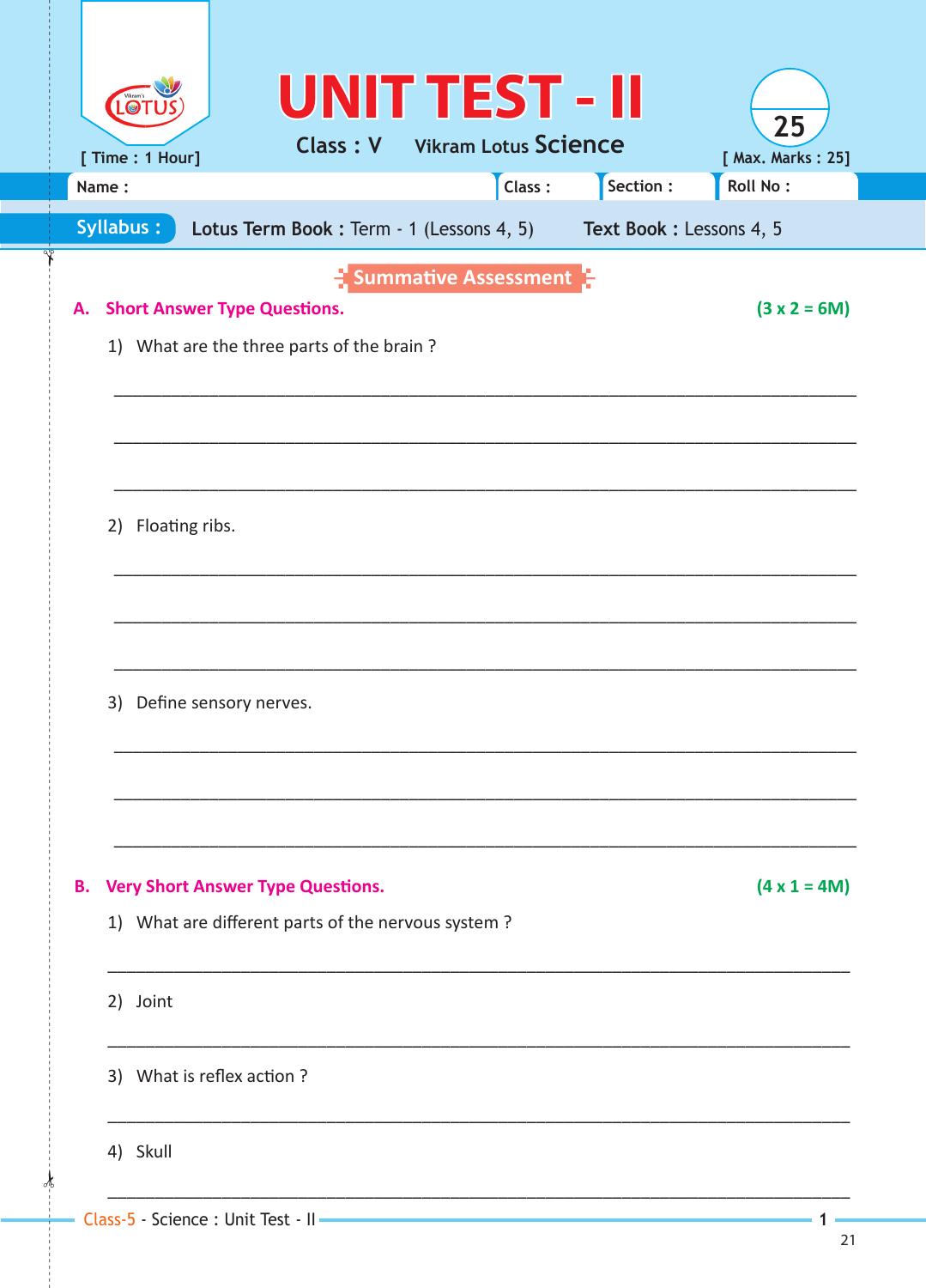# UNIT TEST - II

**Class : V** Vikram Lotus **Science**

[ Time : 1 Hour] [ Max. Marks : 25]

25

Name : Class : Section : Roll No :

**Syllabus :** **Lotus Term Book :** Term - 1 (Lessons 4, 5) **Text Book :** Lessons 4, 5

## Summative Assessment

### A. Short Answer Type Questions. (3 x 2 = 6M)

1) What are the three parts of the brain ?

______________________________________________________________________

______________________________________________________________________

______________________________________________________________________

2) Floating ribs.

______________________________________________________________________

______________________________________________________________________

______________________________________________________________________

3) Define sensory nerves.

______________________________________________________________________

______________________________________________________________________

______________________________________________________________________

### B. Very Short Answer Type Questions. (4 x 1 = 4M)

1) What are different parts of the nervous system ?

______________________________________________________________________

2) Joint

______________________________________________________________________

3) What is reflex action ?

______________________________________________________________________

4) Skull

______________________________________________________________________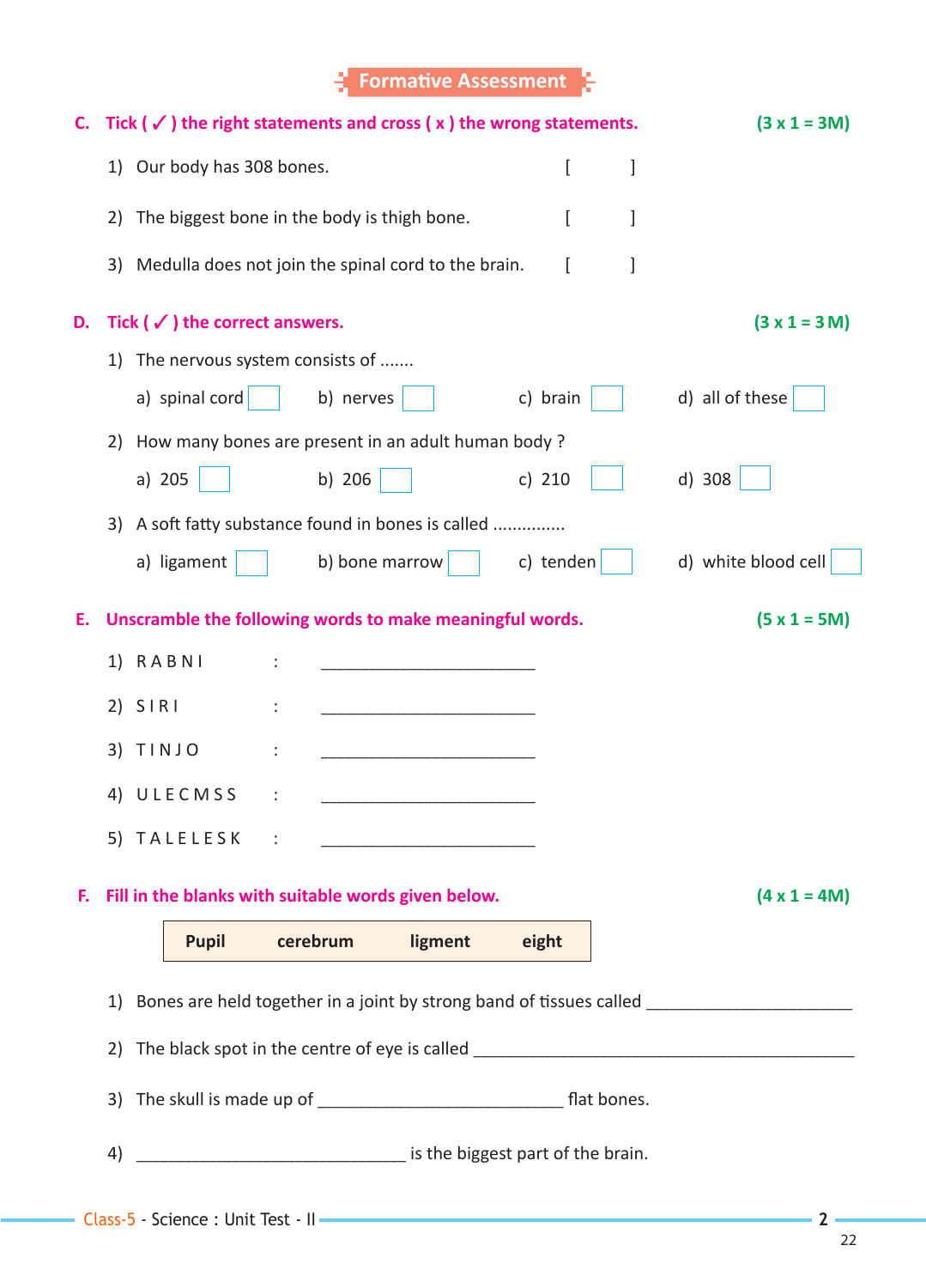## Formative Assessment

**C. Tick ( ✓ ) the right statements and cross ( x ) the wrong statements.** **(3 x 1 = 3M)**

1) Our body has 308 bones. [ ]

2) The biggest bone in the body is thigh bone. [ ]

3) Medulla does not join the spinal cord to the brain. [ ]

**D. Tick ( ✓ ) the correct answers.** **(3 x 1 = 3 M)**

1) The nervous system consists of .......

a) spinal cord ☐ b) nerves ☐ c) brain ☐ d) all of these ☐

2) How many bones are present in an adult human body ?

a) 205 ☐ b) 206 ☐ c) 210 ☐ d) 308 ☐

3) A soft fatty substance found in bones is called ..............

a) ligament ☐ b) bone marrow ☐ c) tenden ☐ d) white blood cell ☐

**E. Unscramble the following words to make meaningful words.** **(5 x 1 = 5M)**

1) R A B N I : ________________________

2) S I R I : ________________________

3) T I N J O : ________________________

4) U L E C M S S : ________________________

5) T A L E L E S K : ________________________

**F. Fill in the blanks with suitable words given below.** **(4 x 1 = 4M)**

| | | | |
|---|---|---|---|
| **Pupil** | **cerebrum** | **ligment** | **eight** |

1) Bones are held together in a joint by strong band of tissues called ______________________

2) The black spot in the centre of eye is called ________________________________________

3) The skull is made up of ___________________________ flat bones.

4) ______________________________ is the biggest part of the brain.